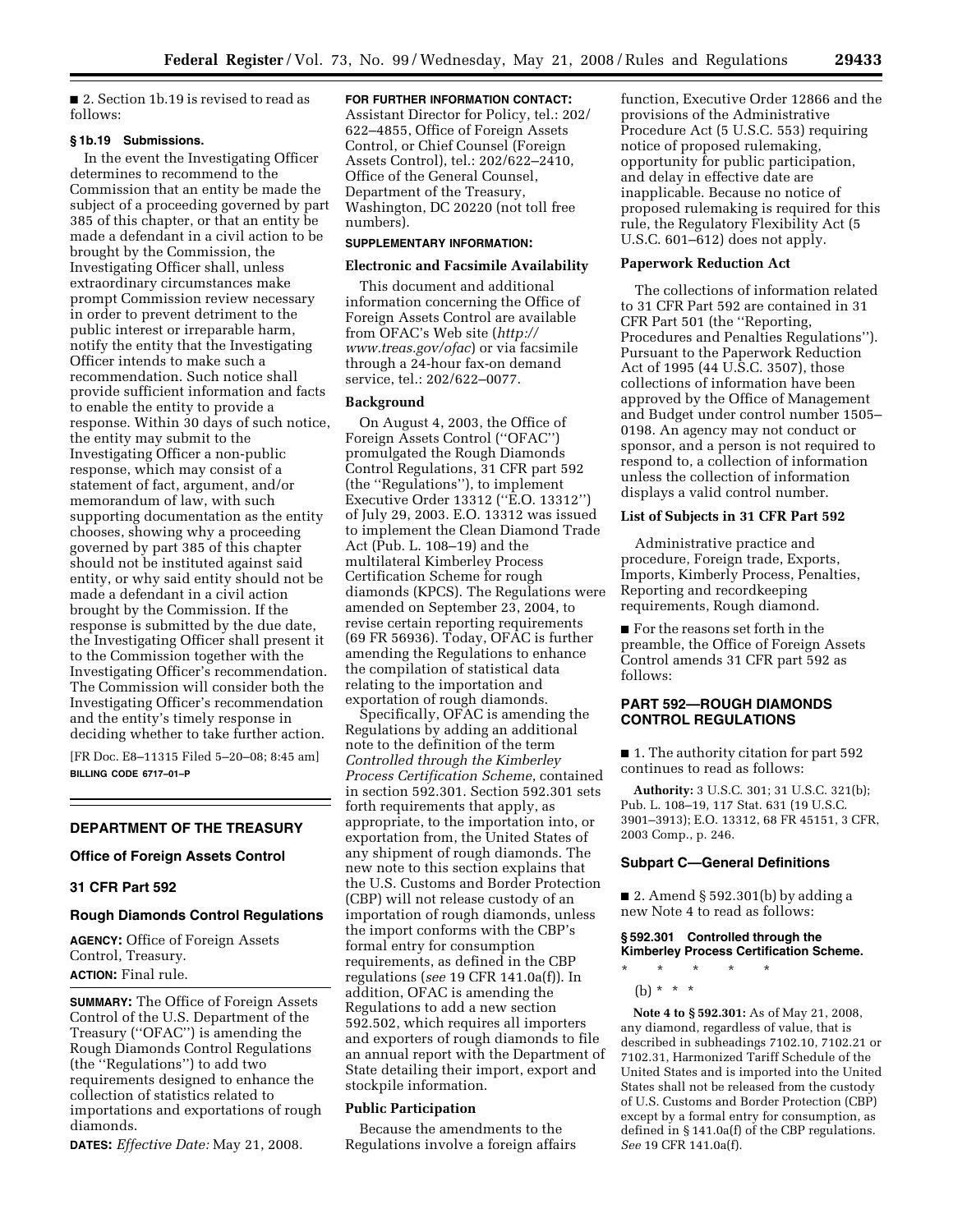■ 2. Section 1b.19 is revised to read as follows:

**§ 1b.19 Submissions.**

In the event the Investigating Officer determines to recommend to the Commission that an entity be made the subject of a proceeding governed by part 385 of this chapter, or that an entity be made a defendant in a civil action to be brought by the Commission, the Investigating Officer shall, unless extraordinary circumstances make prompt Commission review necessary in order to prevent detriment to the public interest or irreparable harm, notify the entity that the Investigating Officer intends to make such a recommendation. Such notice shall provide sufficient information and facts to enable the entity to provide a response. Within 30 days of such notice, the entity may submit to the Investigating Officer a non-public response, which may consist of a statement of fact, argument, and/or memorandum of law, with such supporting documentation as the entity chooses, showing why a proceeding governed by part 385 of this chapter should not be instituted against said entity, or why said entity should not be made a defendant in a civil action brought by the Commission. If the response is submitted by the due date, the Investigating Officer shall present it to the Commission together with the Investigating Officer's recommendation. The Commission will consider both the Investigating Officer's recommendation and the entity's timely response in deciding whether to take further action.

[FR Doc. E8–11315 Filed 5–20–08; 8:45 am]

**BILLING CODE 6717–01–P**

---

## DEPARTMENT OF THE TREASURY

### Office of Foreign Assets Control

### 31 CFR Part 592

### Rough Diamonds Control Regulations

**AGENCY:** Office of Foreign Assets Control, Treasury.

**ACTION:** Final rule.

**SUMMARY:** The Office of Foreign Assets Control of the U.S. Department of the Treasury ("OFAC") is amending the Rough Diamonds Control Regulations (the "Regulations") to add two requirements designed to enhance the collection of statistics related to importations and exportations of rough diamonds.

**DATES:** *Effective Date:* May 21, 2008.

**FOR FURTHER INFORMATION CONTACT:** Assistant Director for Policy, tel.: 202/622–4855, Office of Foreign Assets Control, or Chief Counsel (Foreign Assets Control), tel.: 202/622–2410, Office of the General Counsel, Department of the Treasury, Washington, DC 20220 (not toll free numbers).

**SUPPLEMENTARY INFORMATION:**

**Electronic and Facsimile Availability**

This document and additional information concerning the Office of Foreign Assets Control are available from OFAC's Web site (*http://www.treas.gov/ofac*) or via facsimile through a 24-hour fax-on demand service, tel.: 202/622–0077.

**Background**

On August 4, 2003, the Office of Foreign Assets Control ("OFAC") promulgated the Rough Diamonds Control Regulations, 31 CFR part 592 (the "Regulations"), to implement Executive Order 13312 ("E.O. 13312") of July 29, 2003. E.O. 13312 was issued to implement the Clean Diamond Trade Act (Pub. L. 108–19) and the multilateral Kimberley Process Certification Scheme for rough diamonds (KPCS). The Regulations were amended on September 23, 2004, to revise certain reporting requirements (69 FR 56936). Today, OFAC is further amending the Regulations to enhance the compilation of statistical data relating to the importation and exportation of rough diamonds.

Specifically, OFAC is amending the Regulations by adding an additional note to the definition of the term *Controlled through the Kimberley Process Certification Scheme*, contained in section 592.301. Section 592.301 sets forth requirements that apply, as appropriate, to the importation into, or exportation from, the United States of any shipment of rough diamonds. The new note to this section explains that the U.S. Customs and Border Protection (CBP) will not release custody of an importation of rough diamonds, unless the import conforms with the CBP's formal entry for consumption requirements, as defined in the CBP regulations (*see* 19 CFR 141.0a(f)). In addition, OFAC is amending the Regulations to add a new section 592.502, which requires all importers and exporters of rough diamonds to file an annual report with the Department of State detailing their import, export and stockpile information.

**Public Participation**

Because the amendments to the Regulations involve a foreign affairs function, Executive Order 12866 and the provisions of the Administrative Procedure Act (5 U.S.C. 553) requiring notice of proposed rulemaking, opportunity for public participation, and delay in effective date are inapplicable. Because no notice of proposed rulemaking is required for this rule, the Regulatory Flexibility Act (5 U.S.C. 601–612) does not apply.

**Paperwork Reduction Act**

The collections of information related to 31 CFR Part 592 are contained in 31 CFR Part 501 (the "Reporting, Procedures and Penalties Regulations"). Pursuant to the Paperwork Reduction Act of 1995 (44 U.S.C. 3507), those collections of information have been approved by the Office of Management and Budget under control number 1505–0198. An agency may not conduct or sponsor, and a person is not required to respond to, a collection of information unless the collection of information displays a valid control number.

**List of Subjects in 31 CFR Part 592**

Administrative practice and procedure, Foreign trade, Exports, Imports, Kimberly Process, Penalties, Reporting and recordkeeping requirements, Rough diamond.

■ For the reasons set forth in the preamble, the Office of Foreign Assets Control amends 31 CFR part 592 as follows:

## PART 592—ROUGH DIAMONDS CONTROL REGULATIONS

■ 1. The authority citation for part 592 continues to read as follows:

**Authority:** 3 U.S.C. 301; 31 U.S.C. 321(b); Pub. L. 108–19, 117 Stat. 631 (19 U.S.C. 3901–3913); E.O. 13312, 68 FR 45151, 3 CFR, 2003 Comp., p. 246.

### Subpart C—General Definitions

■ 2. Amend § 592.301(b) by adding a new Note 4 to read as follows:

**§ 592.301 Controlled through the Kimberley Process Certification Scheme.**

\* \* \* \* \*

(b) \* \* \*

**Note 4 to § 592.301:** As of May 21, 2008, any diamond, regardless of value, that is described in subheadings 7102.10, 7102.21 or 7102.31, Harmonized Tariff Schedule of the United States and is imported into the United States shall not be released from the custody of U.S. Customs and Border Protection (CBP) except by a formal entry for consumption, as defined in § 141.0a(f) of the CBP regulations. *See* 19 CFR 141.0a(f).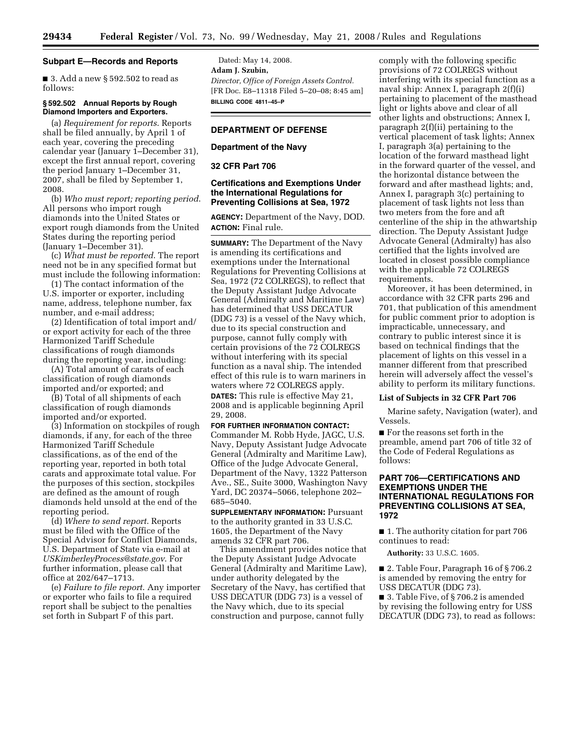### Subpart E—Records and Reports

■ 3. Add a new § 592.502 to read as follows:

#### § 592.502 Annual Reports by Rough Diamond Importers and Exporters.

(a) *Requirement for reports.* Reports shall be filed annually, by April 1 of each year, covering the preceding calendar year (January 1–December 31), except the first annual report, covering the period January 1–December 31, 2007, shall be filed by September 1, 2008.

(b) *Who must report; reporting period.* All persons who import rough diamonds into the United States or export rough diamonds from the United States during the reporting period (January 1–December 31).

(c) *What must be reported.* The report need not be in any specified format but must include the following information:

(1) The contact information of the U.S. importer or exporter, including name, address, telephone number, fax number, and e-mail address;

(2) Identification of total import and/or export activity for each of the three Harmonized Tariff Schedule classifications of rough diamonds during the reporting year, including:

(A) Total amount of carats of each classification of rough diamonds imported and/or exported; and

(B) Total of all shipments of each classification of rough diamonds imported and/or exported.

(3) Information on stockpiles of rough diamonds, if any, for each of the three Harmonized Tariff Schedule classifications, as of the end of the reporting year, reported in both total carats and approximate total value. For the purposes of this section, stockpiles are defined as the amount of rough diamonds held unsold at the end of the reporting period.

(d) *Where to send report.* Reports must be filed with the Office of the Special Advisor for Conflict Diamonds, U.S. Department of State via e-mail at *USKimberleyProcess@state.gov*. For further information, please call that office at 202/647–1713.

(e) *Failure to file report.* Any importer or exporter who fails to file a required report shall be subject to the penalties set forth in Subpart F of this part.

Dated: May 14, 2008.

**Adam J. Szubin,**

*Director, Office of Foreign Assets Control.*

[FR Doc. E8–11318 Filed 5–20–08; 8:45 am]

**BILLING CODE 4811–45–P**

## DEPARTMENT OF DEFENSE

### Department of the Navy

### 32 CFR Part 706

### Certifications and Exemptions Under the International Regulations for Preventing Collisions at Sea, 1972

**AGENCY:** Department of the Navy, DOD.

**ACTION:** Final rule.

**SUMMARY:** The Department of the Navy is amending its certifications and exemptions under the International Regulations for Preventing Collisions at Sea, 1972 (72 COLREGS), to reflect that the Deputy Assistant Judge Advocate General (Admiralty and Maritime Law) has determined that USS DECATUR (DDG 73) is a vessel of the Navy which, due to its special construction and purpose, cannot fully comply with certain provisions of the 72 COLREGS without interfering with its special function as a naval ship. The intended effect of this rule is to warn mariners in waters where 72 COLREGS apply.

**DATES:** This rule is effective May 21, 2008 and is applicable beginning April 29, 2008.

**FOR FURTHER INFORMATION CONTACT:** Commander M. Robb Hyde, JAGC, U.S. Navy, Deputy Assistant Judge Advocate General (Admiralty and Maritime Law), Office of the Judge Advocate General, Department of the Navy, 1322 Patterson Ave., SE., Suite 3000, Washington Navy Yard, DC 20374–5066, telephone 202–685–5040.

**SUPPLEMENTARY INFORMATION:** Pursuant to the authority granted in 33 U.S.C. 1605, the Department of the Navy amends 32 CFR part 706.

This amendment provides notice that the Deputy Assistant Judge Advocate General (Admiralty and Maritime Law), under authority delegated by the Secretary of the Navy, has certified that USS DECATUR (DDG 73) is a vessel of the Navy which, due to its special construction and purpose, cannot fully comply with the following specific provisions of 72 COLREGS without interfering with its special function as a naval ship: Annex I, paragraph 2(f)(i) pertaining to placement of the masthead light or lights above and clear of all other lights and obstructions; Annex I, paragraph 2(f)(ii) pertaining to the vertical placement of task lights; Annex I, paragraph 3(a) pertaining to the location of the forward masthead light in the forward quarter of the vessel, and the horizontal distance between the forward and after masthead lights; and, Annex I, paragraph 3(c) pertaining to placement of task lights not less than two meters from the fore and aft centerline of the ship in the athwartship direction. The Deputy Assistant Judge Advocate General (Admiralty) has also certified that the lights involved are located in closest possible compliance with the applicable 72 COLREGS requirements.

Moreover, it has been determined, in accordance with 32 CFR parts 296 and 701, that publication of this amendment for public comment prior to adoption is impracticable, unnecessary, and contrary to public interest since it is based on technical findings that the placement of lights on this vessel in a manner different from that prescribed herein will adversely affect the vessel's ability to perform its military functions.

#### List of Subjects in 32 CFR Part 706

Marine safety, Navigation (water), and Vessels.

■ For the reasons set forth in the preamble, amend part 706 of title 32 of the Code of Federal Regulations as follows:

### PART 706—CERTIFICATIONS AND EXEMPTIONS UNDER THE INTERNATIONAL REGULATIONS FOR PREVENTING COLLISIONS AT SEA, 1972

■ 1. The authority citation for part 706 continues to read:

**Authority:** 33 U.S.C. 1605.

■ 2. Table Four, Paragraph 16 of § 706.2 is amended by removing the entry for USS DECATUR (DDG 73).

■ 3. Table Five, of § 706.2 is amended by revising the following entry for USS DECATUR (DDG 73), to read as follows: